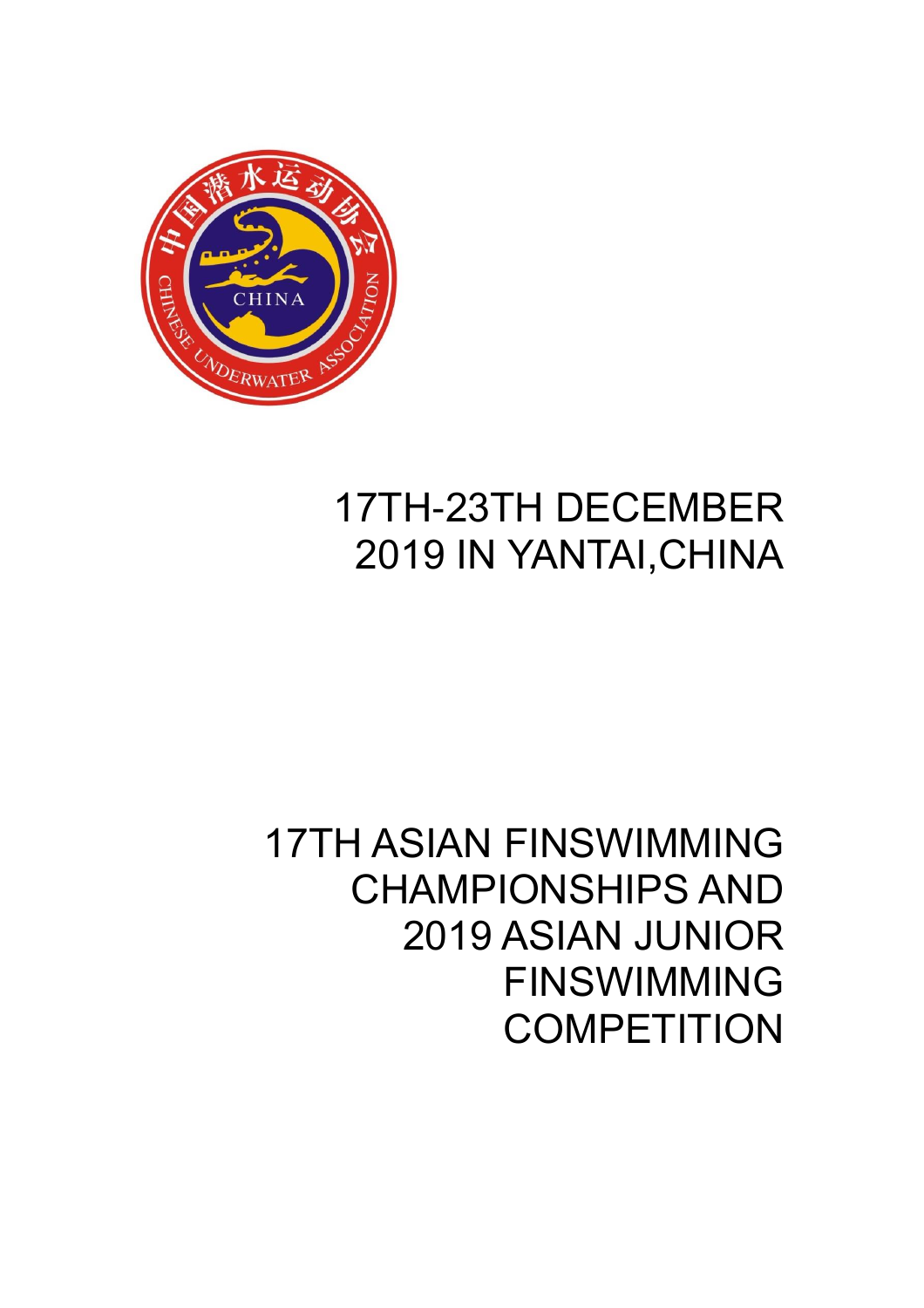17TH-23TH DECEMBER 2019 IN YANTAI,CHINA

# 17TH ASIAN FINSWIMMING CHAMPIONSHIPS AND 2019 ASIAN JUNIOR FINSWIMMING COMPETITION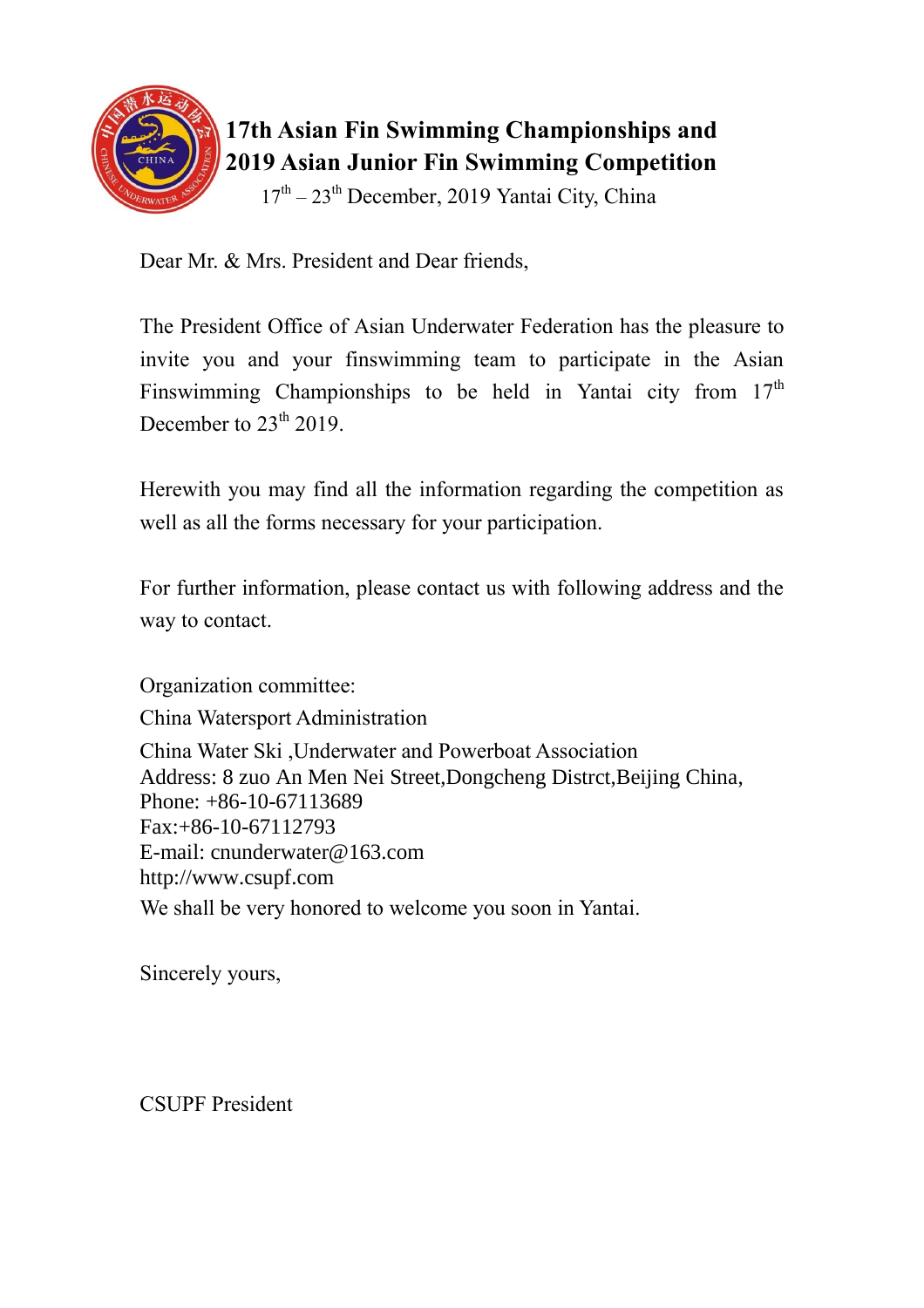**17th Asian Fin Swimming Championships and 2019 Asian Junior Fin Swimming Competition**

17th – 23th December, 2019 Yantai City, China

Dear Mr. & Mrs. President and Dear friends,

The President Office of Asian Underwater Federation has the pleasure to invite you and your finswimming team to participate in the Asian Finswimming Championships to be held in Yantai city from 17th December to 23th 2019.

Herewith you may find all the information regarding the competition as well as all the forms necessary for your participation.

For further information, please contact us with following address and the way to contact.

Organization committee:
China Watersport Administration
China Water Ski ,Underwater and Powerboat Association
Address: 8 zuo An Men Nei Street,Dongcheng Distrct,Beijing China,
Phone: +86-10-67113689
Fax:+86-10-67112793
E-mail: cnunderwater@163.com
http://www.csupf.com
We shall be very honored to welcome you soon in Yantai.

Sincerely yours,

CSUPF President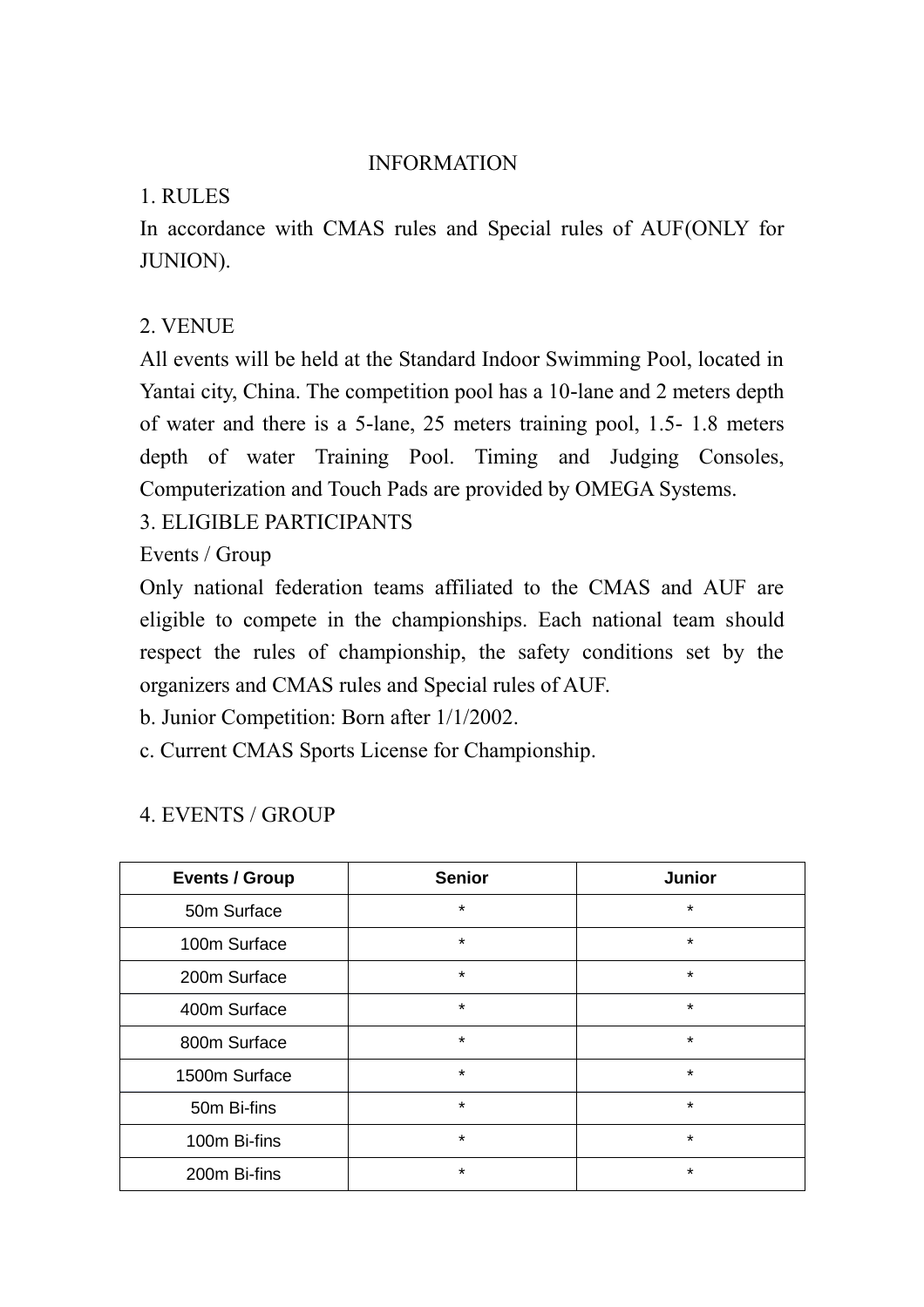INFORMATION

1. RULES

In accordance with CMAS rules and Special rules of AUF(ONLY for JUNION).

2. VENUE

All events will be held at the Standard Indoor Swimming Pool, located in Yantai city, China. The competition pool has a 10-lane and 2 meters depth of water and there is a 5-lane, 25 meters training pool, 1.5- 1.8 meters depth of water Training Pool. Timing and Judging Consoles, Computerization and Touch Pads are provided by OMEGA Systems.

3. ELIGIBLE PARTICIPANTS

Events / Group

Only national federation teams affiliated to the CMAS and AUF are eligible to compete in the championships. Each national team should respect the rules of championship, the safety conditions set by the organizers and CMAS rules and Special rules of AUF.

b. Junior Competition: Born after 1/1/2002.

c. Current CMAS Sports License for Championship.

4. EVENTS / GROUP

| Events / Group | Senior | Junior |
|---|---|---|
| 50m Surface | * | * |
| 100m Surface | * | * |
| 200m Surface | * | * |
| 400m Surface | * | * |
| 800m Surface | * | * |
| 1500m Surface | * | * |
| 50m Bi-fins | * | * |
| 100m Bi-fins | * | * |
| 200m Bi-fins | * | * |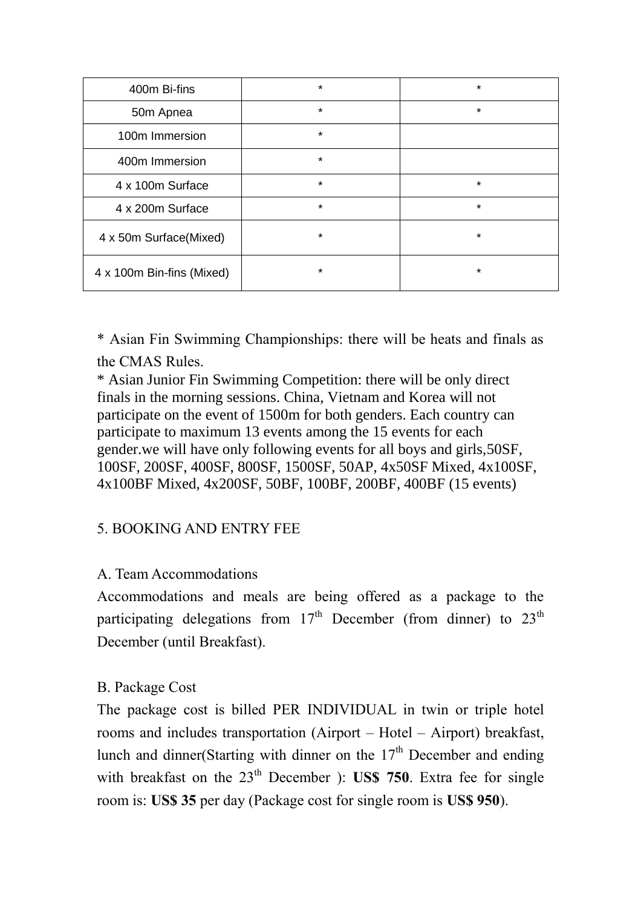| 400m Bi-fins | * | * |
|---|---|---|
| 50m Apnea | * | * |
| 100m Immersion | * | |
| 400m Immersion | * | |
| 4 x 100m Surface | * | * |
| 4 x 200m Surface | * | * |
| 4 x 50m Surface(Mixed) | * | * |
| 4 x 100m Bin-fins (Mixed) | * | * |

* Asian Fin Swimming Championships: there will be heats and finals as the CMAS Rules.
* Asian Junior Fin Swimming Competition: there will be only direct finals in the morning sessions. China, Vietnam and Korea will not participate on the event of 1500m for both genders. Each country can participate to maximum 13 events among the 15 events for each gender.we will have only following events for all boys and girls,50SF, 100SF, 200SF, 400SF, 800SF, 1500SF, 50AP, 4x50SF Mixed, 4x100SF, 4x100BF Mixed, 4x200SF, 50BF, 100BF, 200BF, 400BF (15 events)

5. BOOKING AND ENTRY FEE

A. Team Accommodations

Accommodations and meals are being offered as a package to the participating delegations from 17th December (from dinner) to 23th December (until Breakfast).

B. Package Cost

The package cost is billed PER INDIVIDUAL in twin or triple hotel rooms and includes transportation (Airport – Hotel – Airport) breakfast, lunch and dinner(Starting with dinner on the 17th December and ending with breakfast on the 23th December ): **US$ 750**. Extra fee for single room is: **US$ 35** per day (Package cost for single room is **US$ 950**).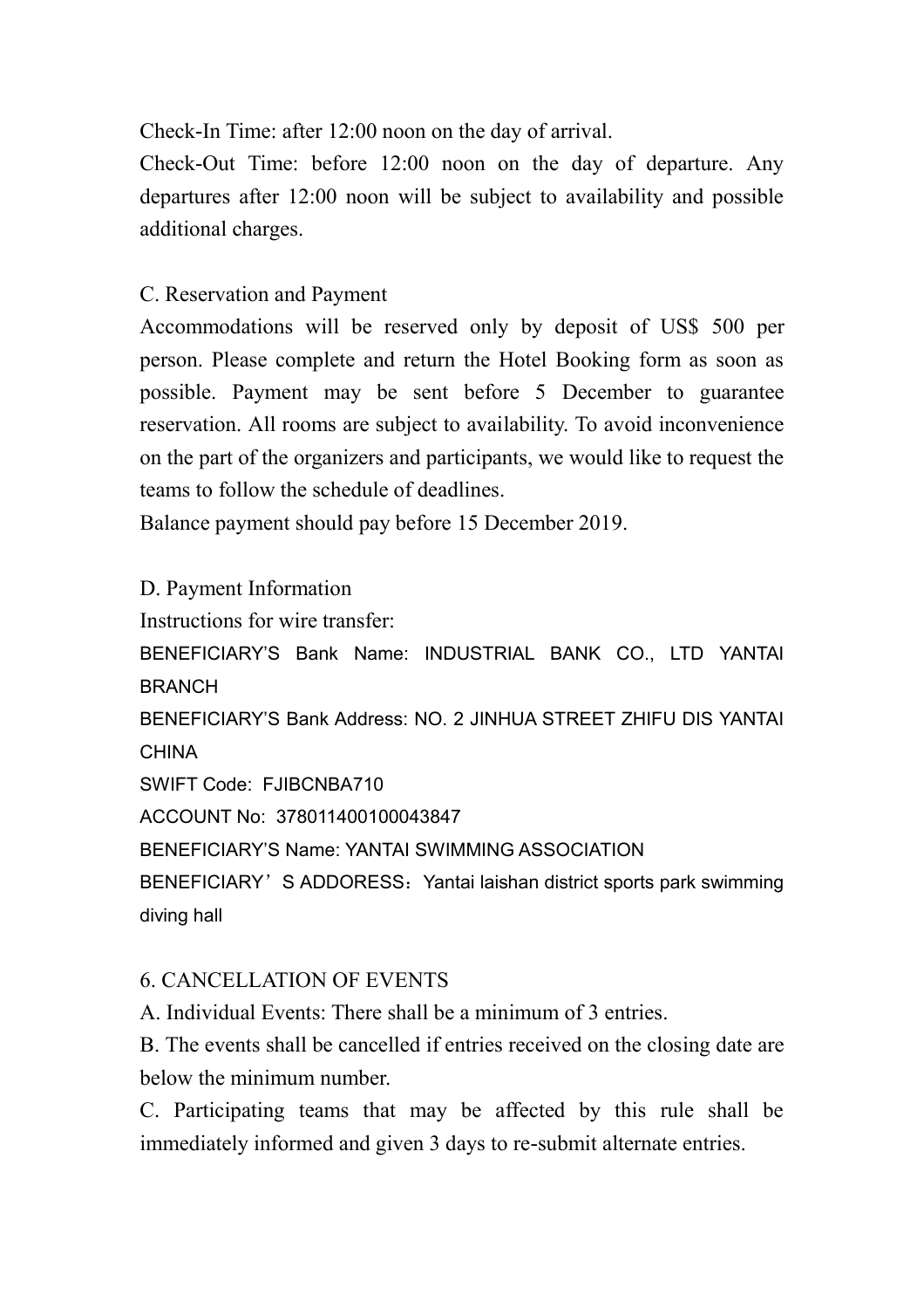Check-In Time: after 12:00 noon on the day of arrival.

Check-Out Time: before 12:00 noon on the day of departure. Any departures after 12:00 noon will be subject to availability and possible additional charges.

C. Reservation and Payment

Accommodations will be reserved only by deposit of US$ 500 per person. Please complete and return the Hotel Booking form as soon as possible. Payment may be sent before 5 December to guarantee reservation. All rooms are subject to availability. To avoid inconvenience on the part of the organizers and participants, we would like to request the teams to follow the schedule of deadlines.

Balance payment should pay before 15 December 2019.

D. Payment Information

Instructions for wire transfer:

BENEFICIARY'S Bank Name: INDUSTRIAL BANK CO., LTD YANTAI BRANCH

BENEFICIARY'S Bank Address: NO. 2 JINHUA STREET ZHIFU DIS YANTAI CHINA

SWIFT Code: FJIBCNBA710

ACCOUNT No: 378011400100043847

BENEFICIARY'S Name: YANTAI SWIMMING ASSOCIATION

BENEFICIARY'S ADDORESS：Yantai laishan district sports park swimming diving hall

6. CANCELLATION OF EVENTS

A. Individual Events: There shall be a minimum of 3 entries.

B. The events shall be cancelled if entries received on the closing date are below the minimum number.

C. Participating teams that may be affected by this rule shall be immediately informed and given 3 days to re-submit alternate entries.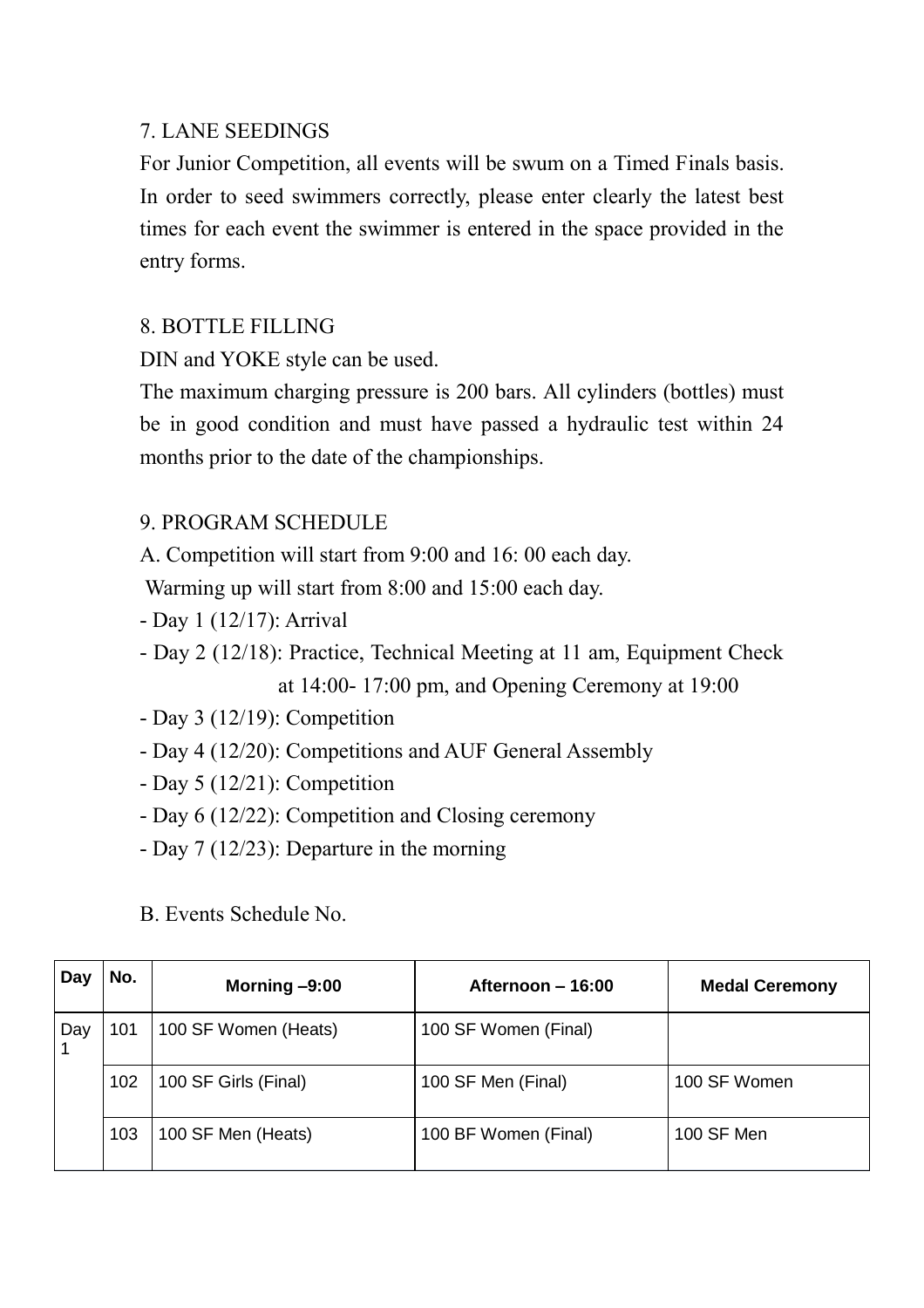## 7. LANE SEEDINGS

For Junior Competition, all events will be swum on a Timed Finals basis. In order to seed swimmers correctly, please enter clearly the latest best times for each event the swimmer is entered in the space provided in the entry forms.

## 8. BOTTLE FILLING

DIN and YOKE style can be used.

The maximum charging pressure is 200 bars. All cylinders (bottles) must be in good condition and must have passed a hydraulic test within 24 months prior to the date of the championships.

## 9. PROGRAM SCHEDULE

A. Competition will start from 9:00 and 16: 00 each day.

Warming up will start from 8:00 and 15:00 each day.

- Day 1 (12/17): Arrival
- Day 2 (12/18): Practice, Technical Meeting at 11 am, Equipment Check at 14:00- 17:00 pm, and Opening Ceremony at 19:00
- Day 3 (12/19): Competition
- Day 4 (12/20): Competitions and AUF General Assembly
- Day 5 (12/21): Competition
- Day 6 (12/22): Competition and Closing ceremony
- Day 7 (12/23): Departure in the morning

B. Events Schedule No.

| Day | No. | Morning –9:00 | Afternoon – 16:00 | Medal Ceremony |
|---|---|---|---|---|
| Day 1 | 101 | 100 SF Women (Heats) | 100 SF Women (Final) | |
| | 102 | 100 SF Girls (Final) | 100 SF Men (Final) | 100 SF Women |
| | 103 | 100 SF Men (Heats) | 100 BF Women (Final) | 100 SF Men |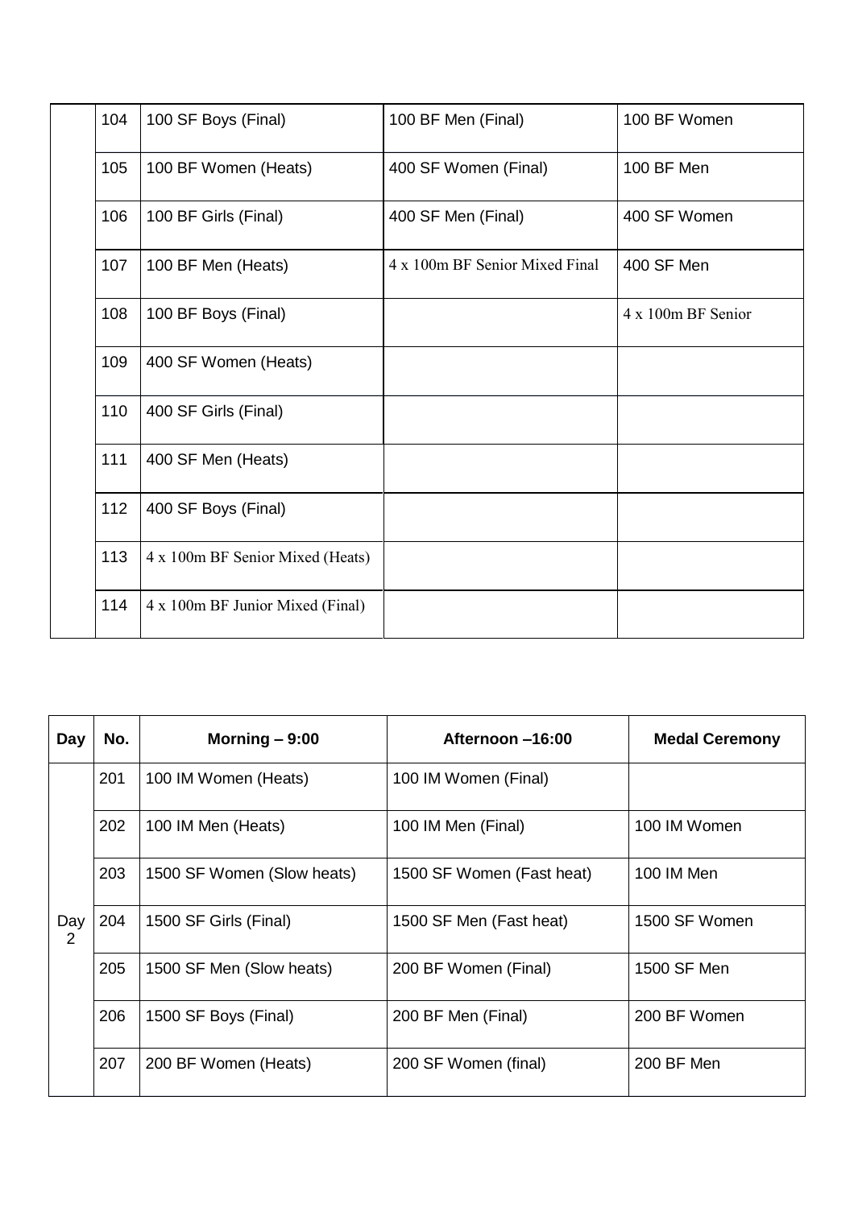| | | | | |
|---|---|---|---|---|
| | 104 | 100 SF Boys (Final) | 100 BF Men (Final) | 100 BF Women |
| | 105 | 100 BF Women (Heats) | 400 SF Women (Final) | 100 BF Men |
| | 106 | 100 BF Girls (Final) | 400 SF Men (Final) | 400 SF Women |
| | 107 | 100 BF Men (Heats) | 4 x 100m BF Senior Mixed Final | 400 SF Men |
| | 108 | 100 BF Boys (Final) | | 4 x 100m BF Senior |
| | 109 | 400 SF Women (Heats) | | |
| | 110 | 400 SF Girls (Final) | | |
| | 111 | 400 SF Men (Heats) | | |
| | 112 | 400 SF Boys (Final) | | |
| | 113 | 4 x 100m BF Senior Mixed (Heats) | | |
| | 114 | 4 x 100m BF Junior Mixed (Final) | | |

| Day | No. | Morning – 9:00 | Afternoon –16:00 | Medal Ceremony |
|---|---|---|---|---|
| Day 2 | 201 | 100 IM Women (Heats) | 100 IM Women (Final) | |
| | 202 | 100 IM Men (Heats) | 100 IM Men (Final) | 100 IM Women |
| | 203 | 1500 SF Women (Slow heats) | 1500 SF Women (Fast heat) | 100 IM Men |
| | 204 | 1500 SF Girls (Final) | 1500 SF Men (Fast heat) | 1500 SF Women |
| | 205 | 1500 SF Men (Slow heats) | 200 BF Women (Final) | 1500 SF Men |
| | 206 | 1500 SF Boys (Final) | 200 BF Men (Final) | 200 BF Women |
| | 207 | 200 BF Women (Heats) | 200 SF Women (final) | 200 BF Men |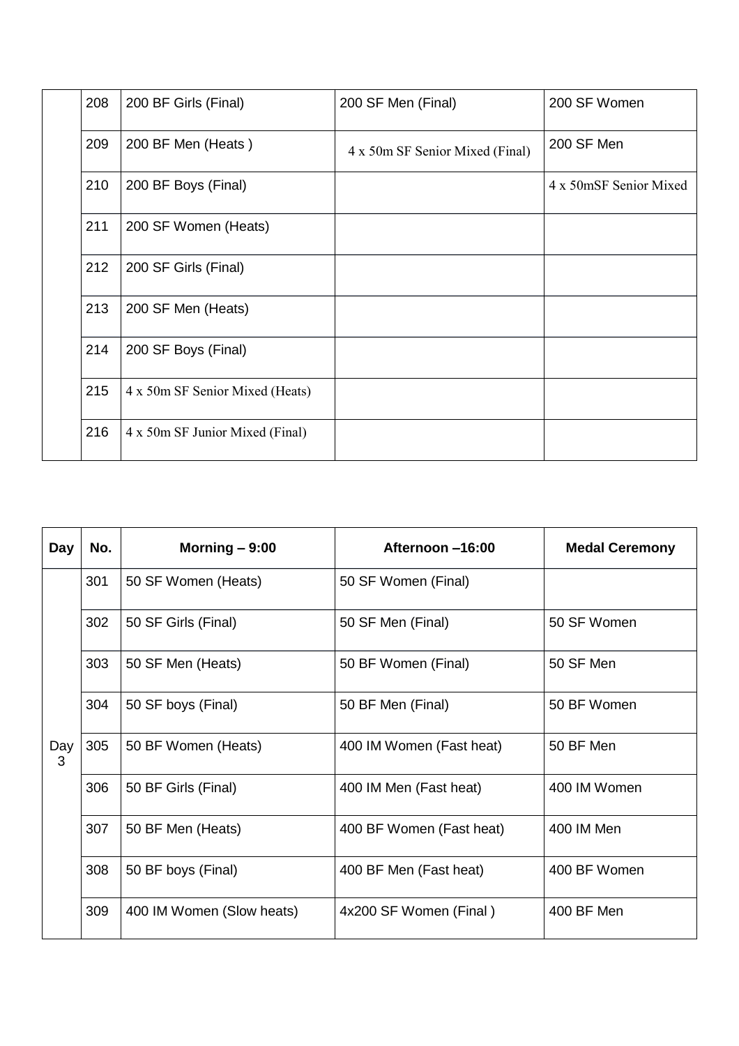| | | | | |
|---|---|---|---|---|
| | 208 | 200 BF Girls (Final) | 200 SF Men (Final) | 200 SF Women |
| | 209 | 200 BF Men (Heats ) | 4 x 50m SF Senior Mixed (Final) | 200 SF Men |
| | 210 | 200 BF Boys (Final) | | 4 x 50mSF Senior Mixed |
| | 211 | 200 SF Women (Heats) | | |
| | 212 | 200 SF Girls (Final) | | |
| | 213 | 200 SF Men (Heats) | | |
| | 214 | 200 SF Boys (Final) | | |
| | 215 | 4 x 50m SF Senior Mixed (Heats) | | |
| | 216 | 4 x 50m SF Junior Mixed (Final) | | |

| Day | No. | Morning – 9:00 | Afternoon –16:00 | Medal Ceremony |
|---|---|---|---|---|
| Day 3 | 301 | 50 SF Women (Heats) | 50 SF Women (Final) | |
| | 302 | 50 SF Girls (Final) | 50 SF Men (Final) | 50 SF Women |
| | 303 | 50 SF Men (Heats) | 50 BF Women (Final) | 50 SF Men |
| | 304 | 50 SF boys (Final) | 50 BF Men (Final) | 50 BF Women |
| | 305 | 50 BF Women (Heats) | 400 IM Women (Fast heat) | 50 BF Men |
| | 306 | 50 BF Girls (Final) | 400 IM Men (Fast heat) | 400 IM Women |
| | 307 | 50 BF Men (Heats) | 400 BF Women (Fast heat) | 400 IM Men |
| | 308 | 50 BF boys (Final) | 400 BF Men (Fast heat) | 400 BF Women |
| | 309 | 400 IM Women (Slow heats) | 4x200 SF Women (Final ) | 400 BF Men |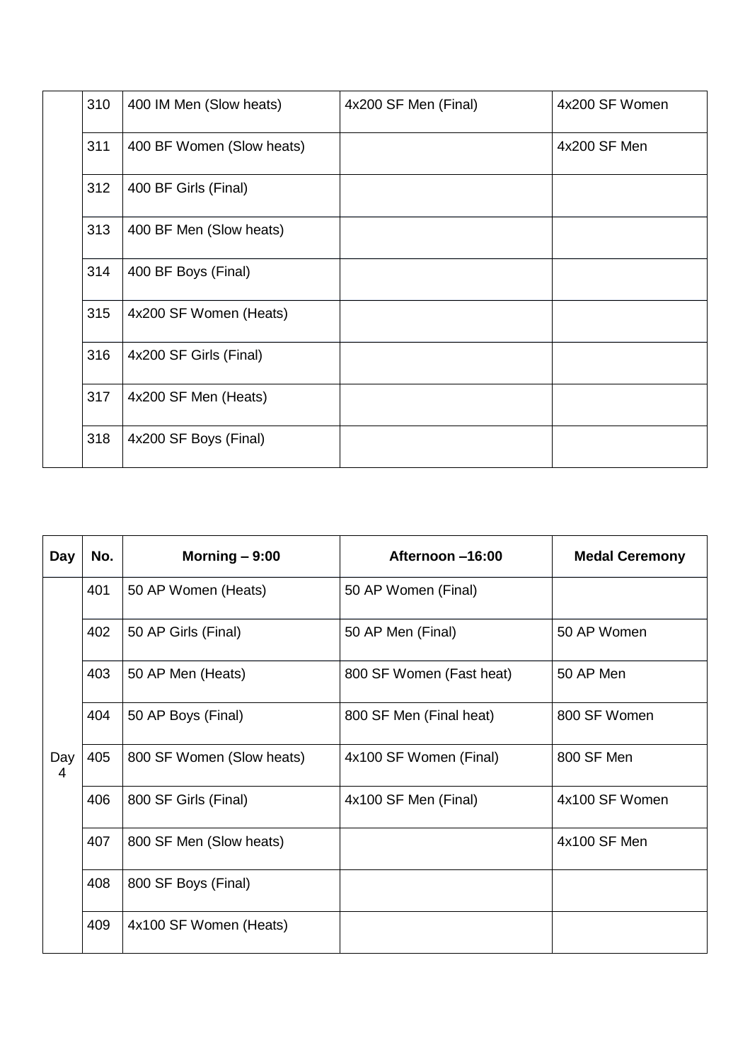| | 310 | 400 IM Men (Slow heats) | 4x200 SF Men (Final) | 4x200 SF Women |
|---|---|---|---|---|
| | 311 | 400 BF Women (Slow heats) | | 4x200 SF Men |
| | 312 | 400 BF Girls (Final) | | |
| | 313 | 400 BF Men (Slow heats) | | |
| | 314 | 400 BF Boys (Final) | | |
| | 315 | 4x200 SF Women (Heats) | | |
| | 316 | 4x200 SF Girls (Final) | | |
| | 317 | 4x200 SF Men (Heats) | | |
| | 318 | 4x200 SF Boys (Final) | | |

| Day | No. | Morning – 9:00 | Afternoon –16:00 | Medal Ceremony |
|---|---|---|---|---|
| Day 4 | 401 | 50 AP Women (Heats) | 50 AP Women (Final) | |
| | 402 | 50 AP Girls (Final) | 50 AP Men (Final) | 50 AP Women |
| | 403 | 50 AP Men (Heats) | 800 SF Women (Fast heat) | 50 AP Men |
| | 404 | 50 AP Boys (Final) | 800 SF Men (Final heat) | 800 SF Women |
| | 405 | 800 SF Women (Slow heats) | 4x100 SF Women (Final) | 800 SF Men |
| | 406 | 800 SF Girls (Final) | 4x100 SF Men (Final) | 4x100 SF Women |
| | 407 | 800 SF Men (Slow heats) | | 4x100 SF Men |
| | 408 | 800 SF Boys (Final) | | |
| | 409 | 4x100 SF Women (Heats) | | |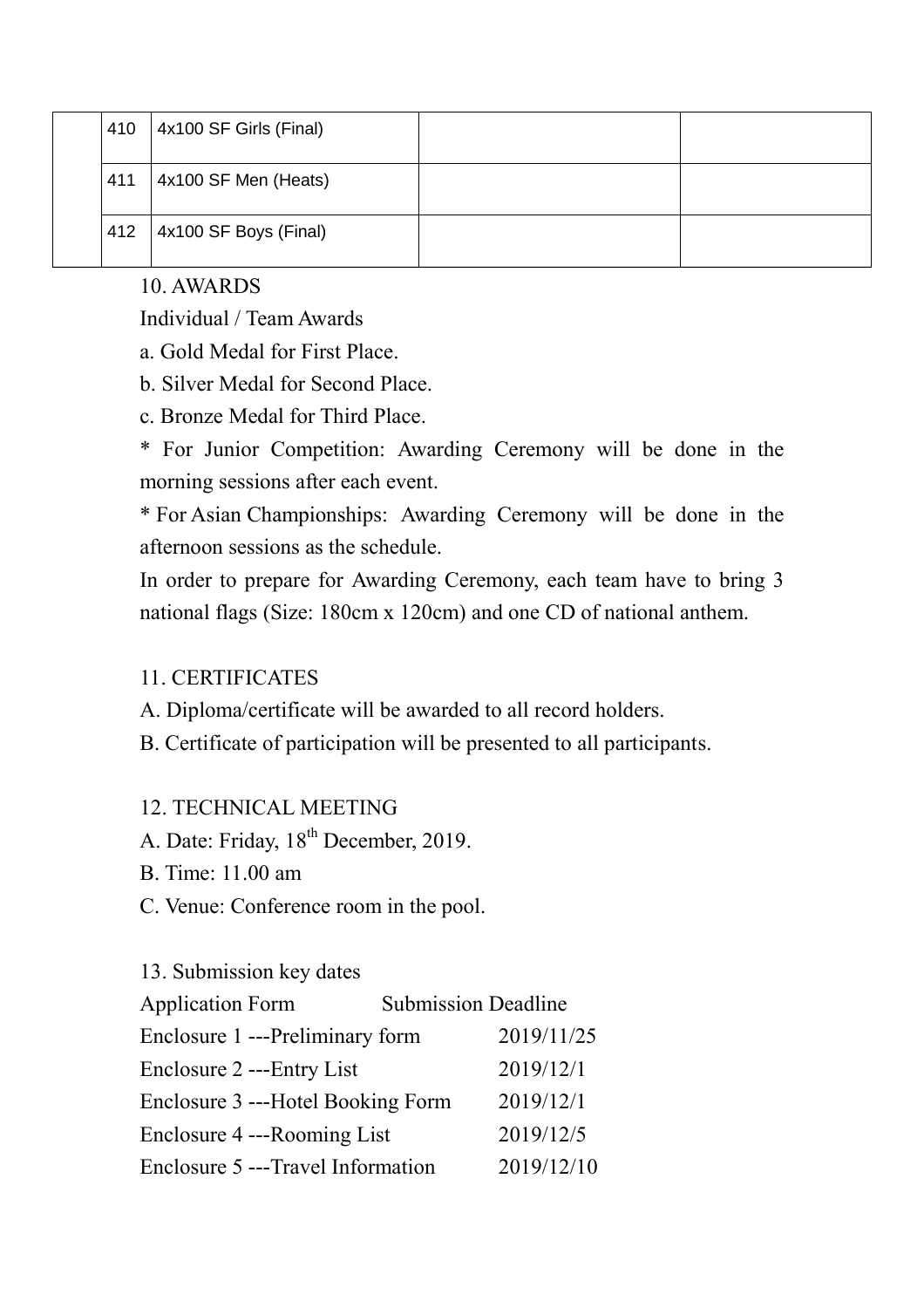|  | 410 | 4x100 SF Girls (Final) |  |  |
|---|---|---|---|---|
|  | 411 | 4x100 SF Men (Heats) |  |  |
|  | 412 | 4x100 SF Boys (Final) |  |  |

10. AWARDS

Individual / Team Awards

a. Gold Medal for First Place.

b. Silver Medal for Second Place.

c. Bronze Medal for Third Place.

* For Junior Competition: Awarding Ceremony will be done in the morning sessions after each event.

* For Asian Championships: Awarding Ceremony will be done in the afternoon sessions as the schedule.

In order to prepare for Awarding Ceremony, each team have to bring 3 national flags (Size: 180cm x 120cm) and one CD of national anthem.

11. CERTIFICATES

A. Diploma/certificate will be awarded to all record holders.

B. Certificate of participation will be presented to all participants.

12. TECHNICAL MEETING

A. Date: Friday, 18th December, 2019.

B. Time: 11.00 am

C. Venue: Conference room in the pool.

13. Submission key dates

| Application Form | Submission Deadline |
|---|---|
| Enclosure 1 ---Preliminary form | 2019/11/25 |
| Enclosure 2 ---Entry List | 2019/12/1 |
| Enclosure 3 ---Hotel Booking Form | 2019/12/1 |
| Enclosure 4 ---Rooming List | 2019/12/5 |
| Enclosure 5 ---Travel Information | 2019/12/10 |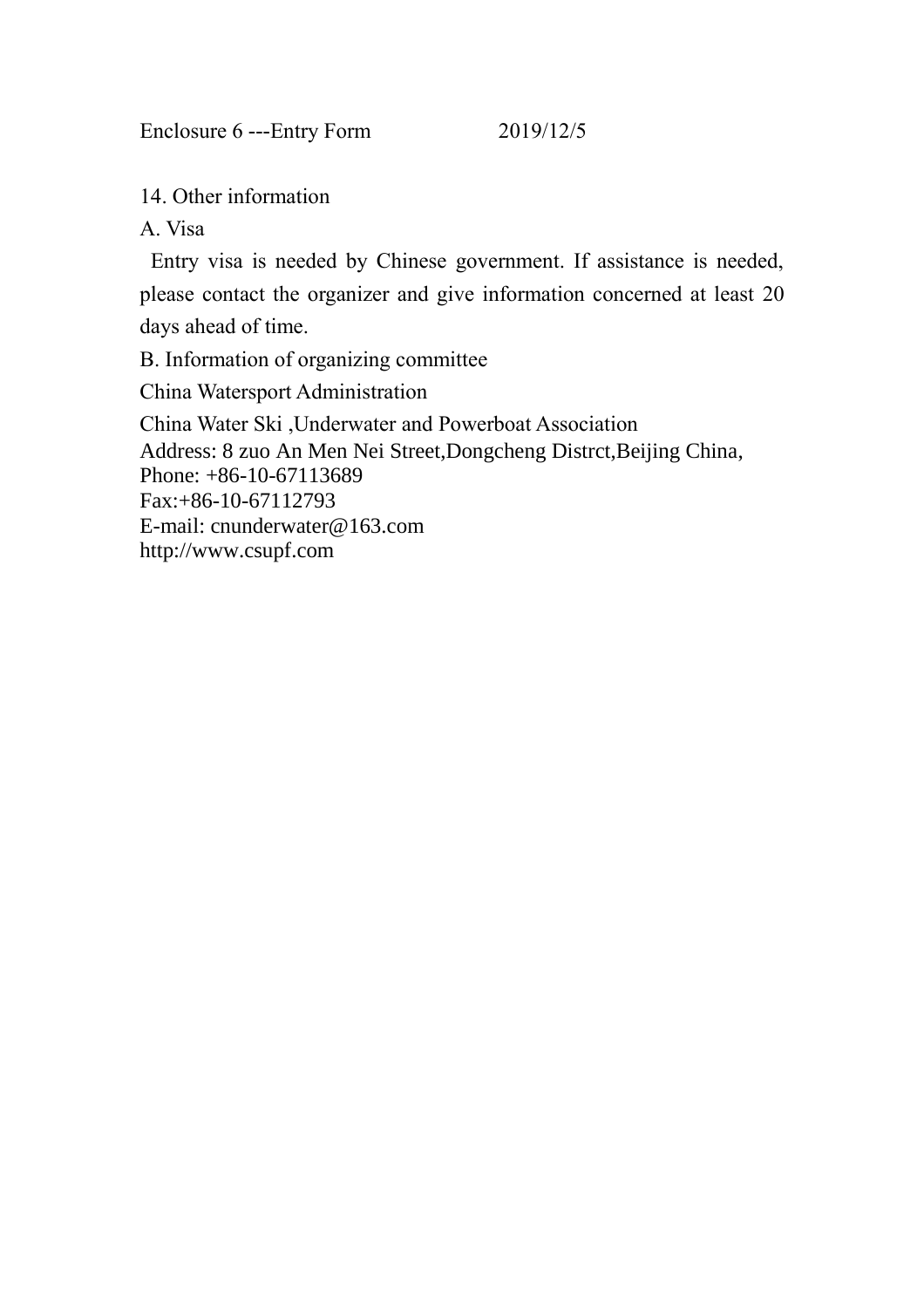Enclosure 6 ---Entry Form 2019/12/5

14. Other information

A. Visa

Entry visa is needed by Chinese government. If assistance is needed, please contact the organizer and give information concerned at least 20 days ahead of time.

B. Information of organizing committee

China Watersport Administration

China Water Ski ,Underwater and Powerboat Association
Address: 8 zuo An Men Nei Street,Dongcheng Distrct,Beijing China,
Phone: +86-10-67113689
Fax:+86-10-67112793
E-mail: cnunderwater@163.com
http://www.csupf.com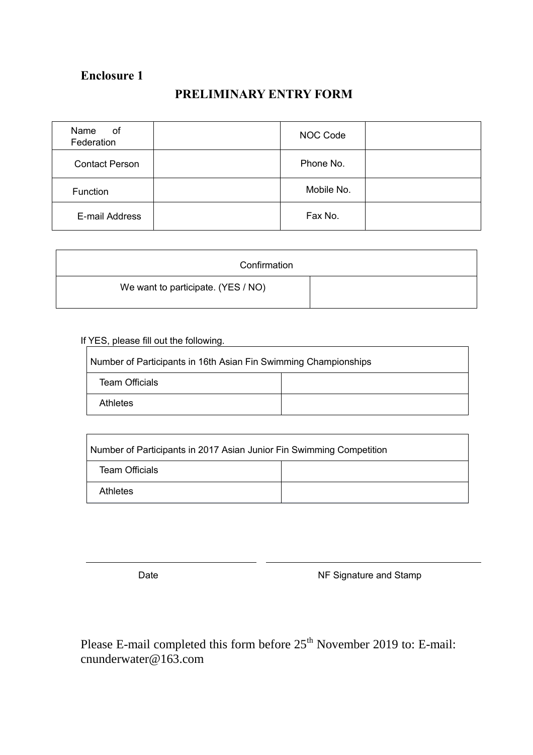**Enclosure 1**

# PRELIMINARY ENTRY FORM

| Name of Federation | | NOC Code | |
|---|---|---|---|
| Contact Person | | Phone No. | |
| Function | | Mobile No. | |
| E-mail Address | | Fax No. | |

| Confirmation | |
|---|---|
| We want to participate. (YES / NO) | |

If YES, please fill out the following.

| Number of Participants in 16th Asian Fin Swimming Championships | |
|---|---|
| Team Officials | |
| Athletes | |

| Number of Participants in 2017 Asian Junior Fin Swimming Competition | |
|---|---|
| Team Officials | |
| Athletes | |

Date ______________________ NF Signature and Stamp ______________________

Please E-mail completed this form before 25th November 2019 to: E-mail: cnunderwater@163.com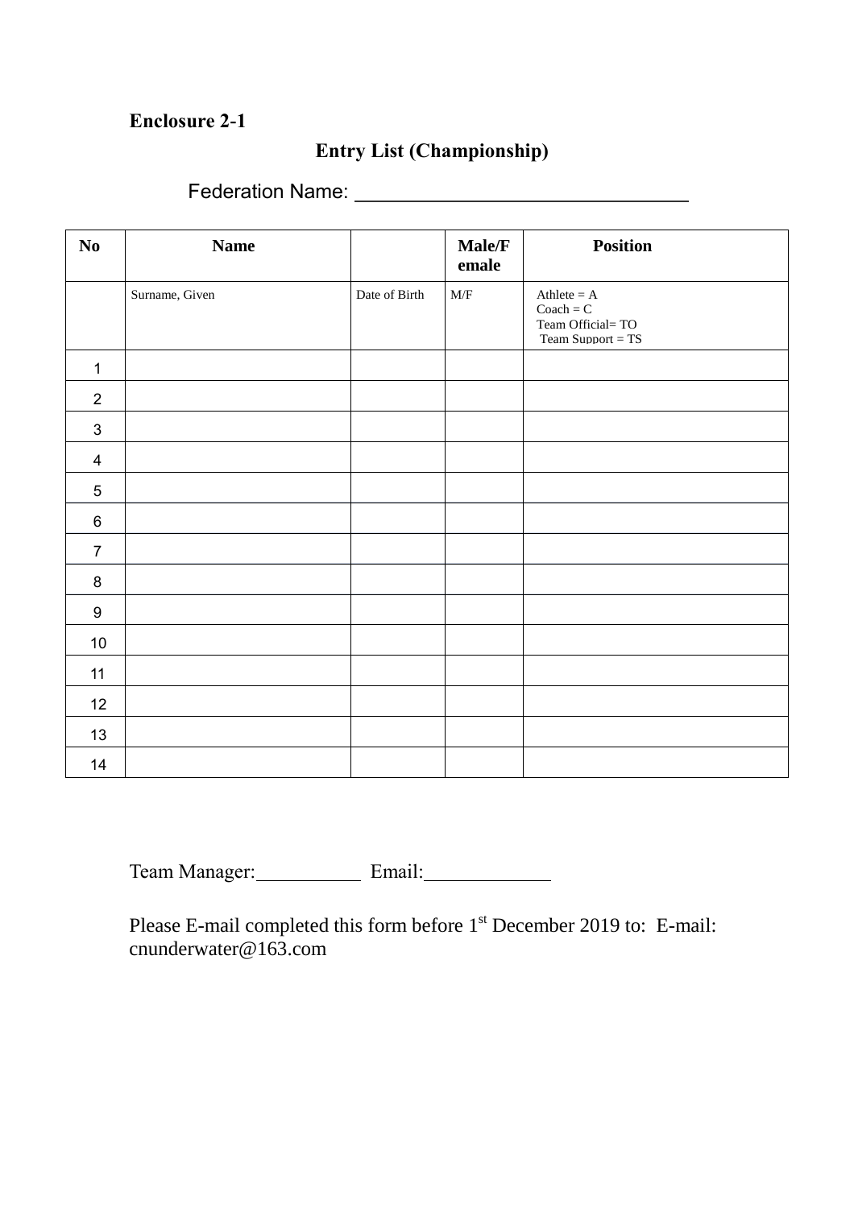**Enclosure 2-1**

## Entry List (Championship)

Federation Name: ______________________________

| No | Name | | Male/Female | Position |
|---|---|---|---|---|
| | Surname, Given | Date of Birth | M/F | Athlete = A<br>Coach = C<br>Team Official= TO<br>Team Support = TS |
| 1 | | | | |
| 2 | | | | |
| 3 | | | | |
| 4 | | | | |
| 5 | | | | |
| 6 | | | | |
| 7 | | | | |
| 8 | | | | |
| 9 | | | | |
| 10 | | | | |
| 11 | | | | |
| 12 | | | | |
| 13 | | | | |
| 14 | | | | |

Team Manager:___________ Email:_____________

Please E-mail completed this form before 1st December 2019 to: E-mail: cnunderwater@163.com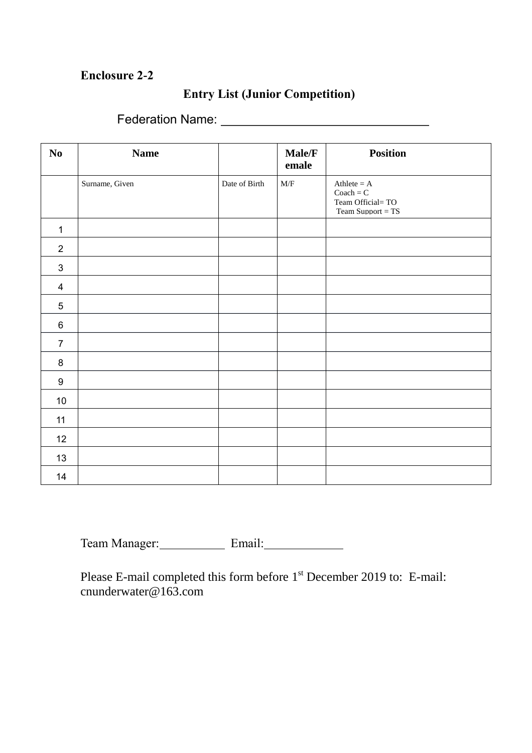**Enclosure 2-2**

## Entry List (Junior Competition)

Federation Name: ______________________________

| No | Name | | Male/Female | Position |
|---|---|---|---|---|
| | Surname, Given | Date of Birth | M/F | Athlete = A<br>Coach = C<br>Team Official= TO<br>Team Support = TS |
| 1 | | | | |
| 2 | | | | |
| 3 | | | | |
| 4 | | | | |
| 5 | | | | |
| 6 | | | | |
| 7 | | | | |
| 8 | | | | |
| 9 | | | | |
| 10 | | | | |
| 11 | | | | |
| 12 | | | | |
| 13 | | | | |
| 14 | | | | |

Team Manager:___________ Email:_____________

Please E-mail completed this form before 1st December 2019 to: E-mail: cnunderwater@163.com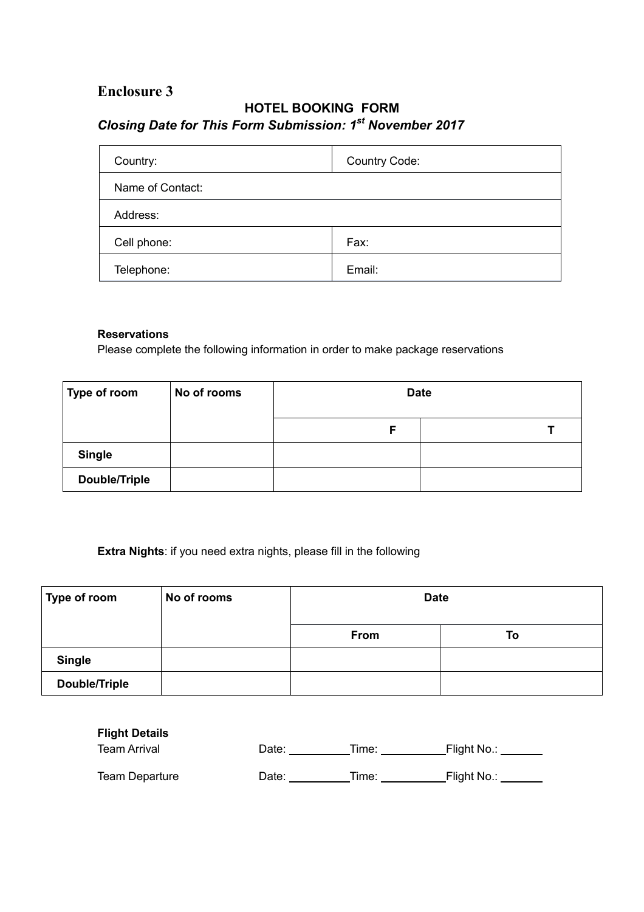## Enclosure 3

### HOTEL BOOKING FORM

***Closing Date for This Form Submission: 1st November 2017***

| Country: | Country Code: |
|---|---|
| Name of Contact: | |
| Address: | |
| Cell phone: | Fax: |
| Telephone: | Email: |

**Reservations**

Please complete the following information in order to make package reservations

| Type of room | No of rooms | Date | |
|---|---|---|---|
| | | F | T |
| Single | | | |
| Double/Triple | | | |

**Extra Nights**: if you need extra nights, please fill in the following

| Type of room | No of rooms | Date | |
|---|---|---|---|
| | | From | To |
| Single | | | |
| Double/Triple | | | |

**Flight Details**

Team Arrival Date: ________ Time: ________ Flight No.: ______

Team Departure Date: ________ Time: ________ Flight No.: ______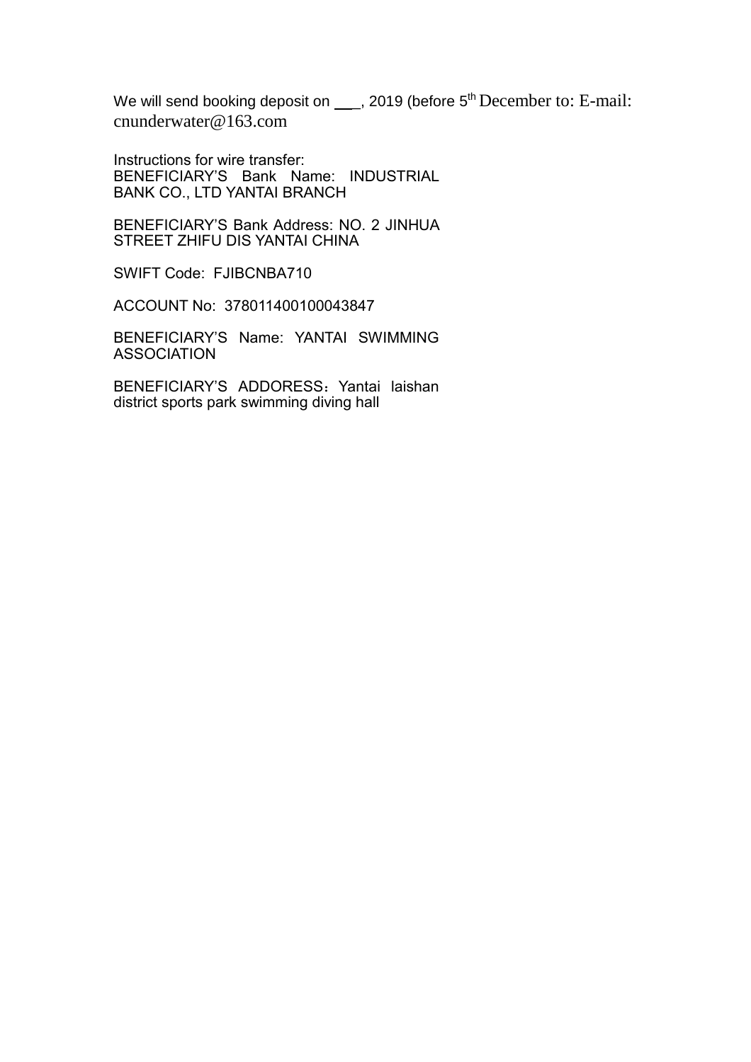We will send booking deposit on ___, 2019 (before 5th December to: E-mail: cnunderwater@163.com

Instructions for wire transfer:
BENEFICIARY'S Bank Name: INDUSTRIAL BANK CO., LTD YANTAI BRANCH

BENEFICIARY'S Bank Address: NO. 2 JINHUA STREET ZHIFU DIS YANTAI CHINA

SWIFT Code: FJIBCNBA710

ACCOUNT No: 378011400100043847

BENEFICIARY'S Name: YANTAI SWIMMING ASSOCIATION

BENEFICIARY'S ADDORESS：Yantai laishan district sports park swimming diving hall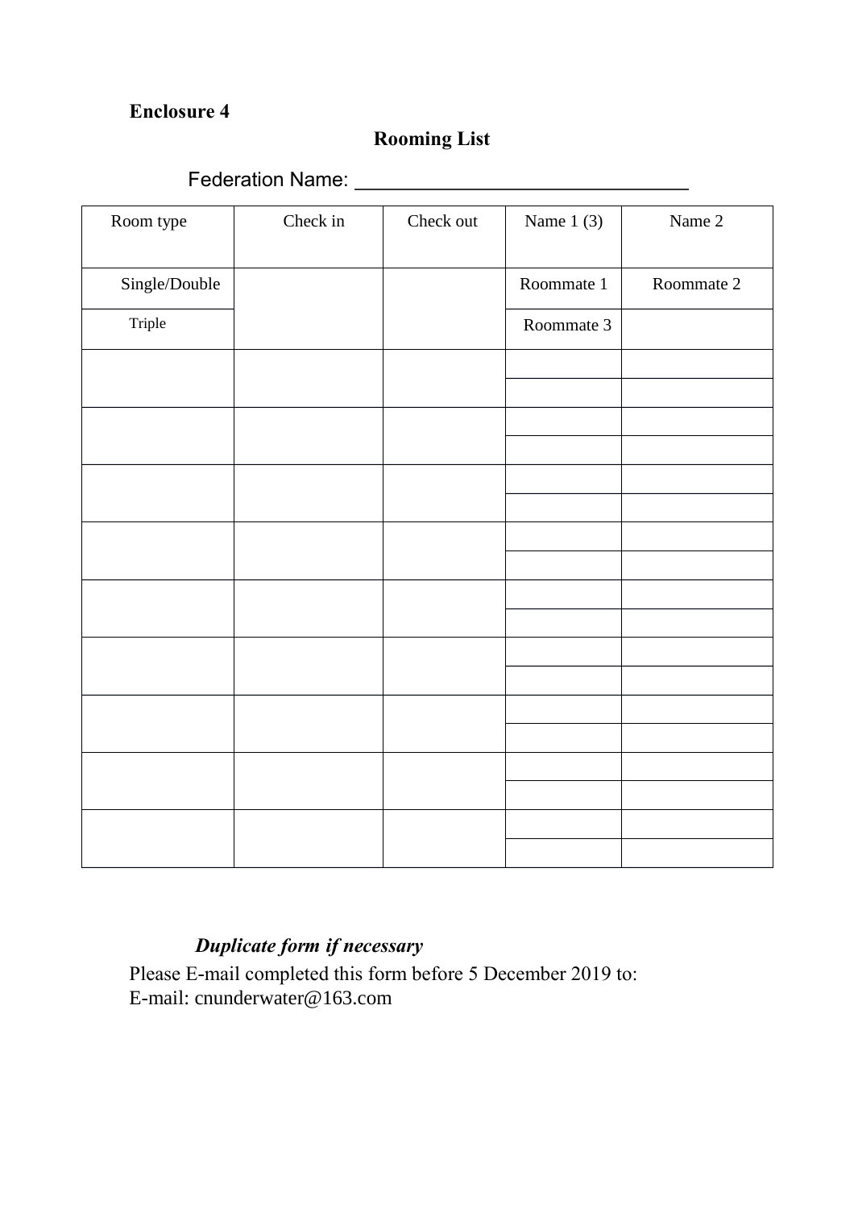**Enclosure 4**

## Rooming List

Federation Name: ______________________________

| Room type | Check in | Check out | Name 1 (3) | Name 2 |
|---|---|---|---|---|
| Single/Double | | | Roommate 1 | Roommate 2 |
| Triple | | | Roommate 3 | |
| | | | | |
| | | | | |
| | | | | |
| | | | | |
| | | | | |
| | | | | |
| | | | | |
| | | | | |
| | | | | |
| | | | | |
| | | | | |
| | | | | |
| | | | | |
| | | | | |
| | | | | |
| | | | | |

***Duplicate form if necessary***

Please E-mail completed this form before 5 December 2019 to:
E-mail: cnunderwater@163.com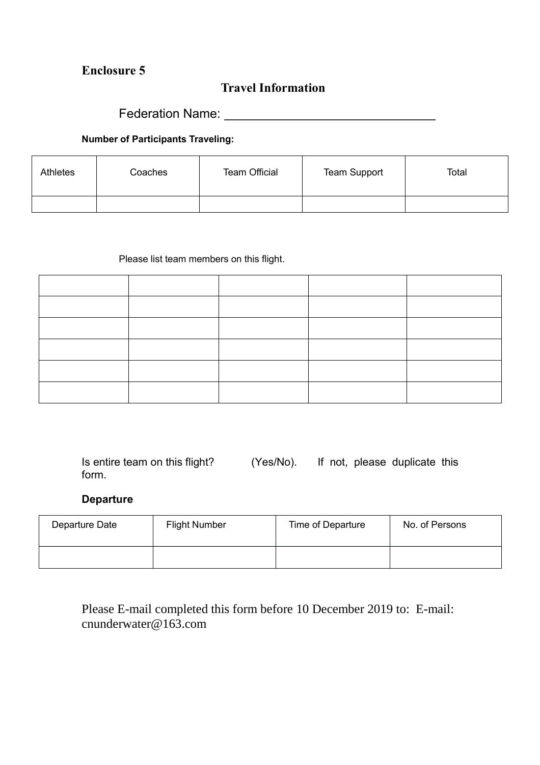**Enclosure 5**

## Travel Information

Federation Name: ______________________________

**Number of Participants Traveling:**

| Athletes | Coaches | Team Official | Team Support | Total |
|---|---|---|---|---|
| | | | | |

Please list team members on this flight.

| | | | | |
|---|---|---|---|---|
| | | | | |
| | | | | |
| | | | | |
| | | | | |
| | | | | |
| | | | | |

Is entire team on this flight? (Yes/No). If not, please duplicate this form.

**Departure**

| Departure Date | Flight Number | Time of Departure | No. of Persons |
|---|---|---|---|
| | | | |

Please E-mail completed this form before 10 December 2019 to: E-mail: cnunderwater@163.com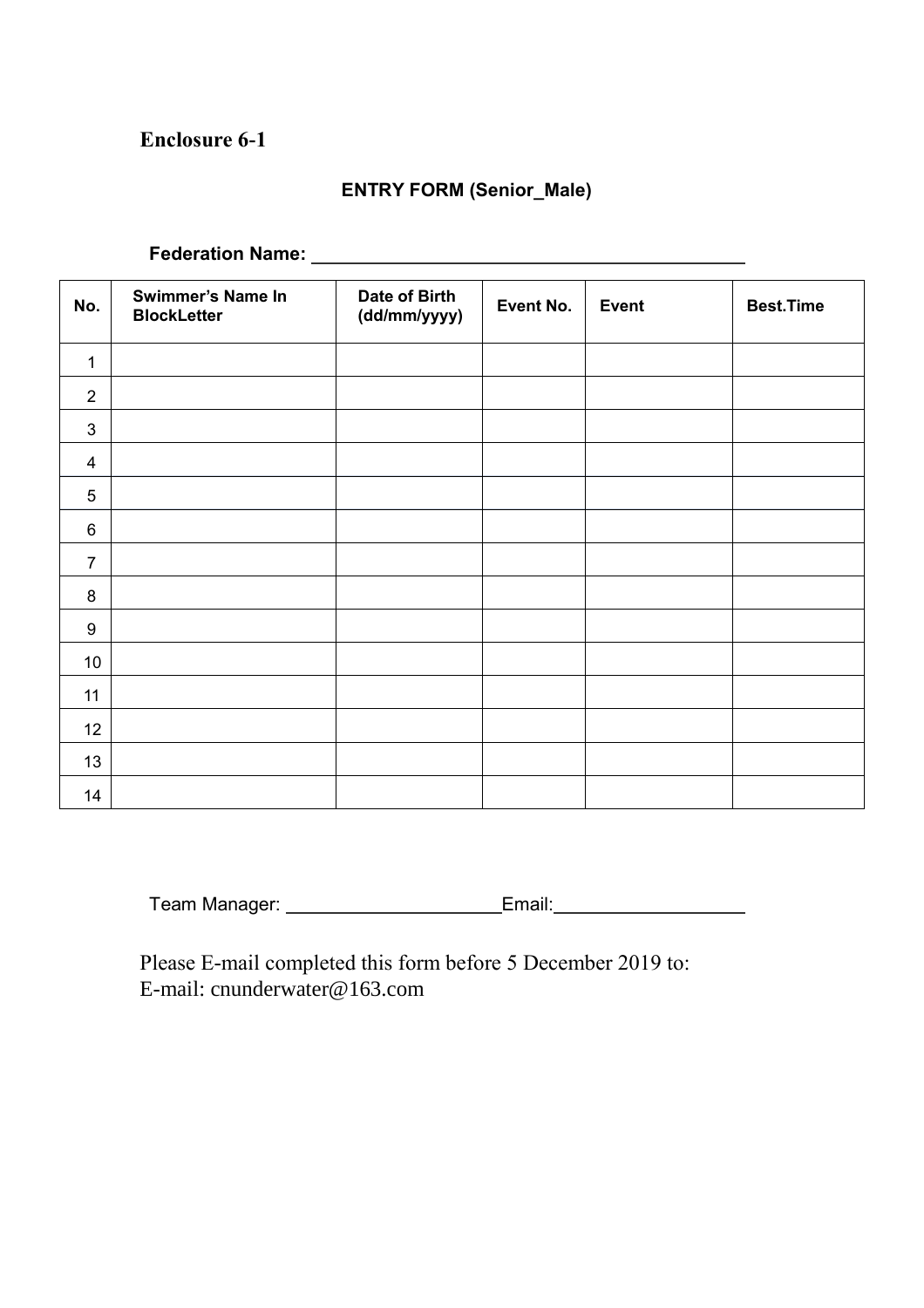**Enclosure 6-1**

**ENTRY FORM (Senior_Male)**

**Federation Name:** ____________________________________________

| No. | Swimmer's Name In BlockLetter | Date of Birth (dd/mm/yyyy) | Event No. | Event | Best.Time |
|---|---|---|---|---|---|
| 1 | | | | | |
| 2 | | | | | |
| 3 | | | | | |
| 4 | | | | | |
| 5 | | | | | |
| 6 | | | | | |
| 7 | | | | | |
| 8 | | | | | |
| 9 | | | | | |
| 10 | | | | | |
| 11 | | | | | |
| 12 | | | | | |
| 13 | | | | | |
| 14 | | | | | |

Team Manager: ______________________Email:____________________

Please E-mail completed this form before 5 December 2019 to:
E-mail: cnunderwater@163.com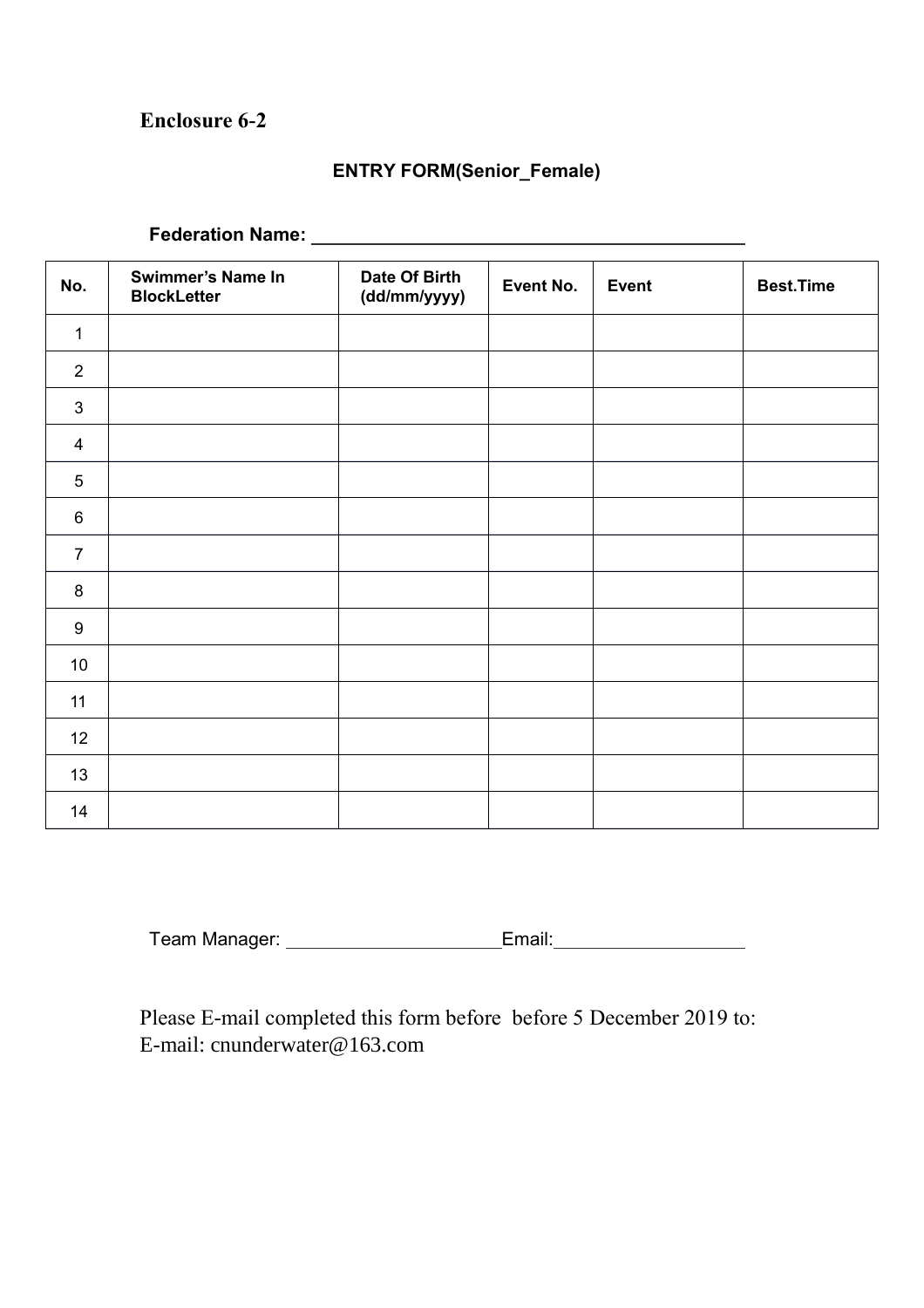**Enclosure 6-2**

## ENTRY FORM(Senior_Female)

**Federation Name: \_\_\_\_\_\_\_\_\_\_\_\_\_\_\_\_\_\_\_\_\_\_\_\_\_\_\_\_\_\_\_\_\_\_\_\_\_\_\_\_**

| No. | Swimmer's Name In BlockLetter | Date Of Birth (dd/mm/yyyy) | Event No. | Event | Best.Time |
|---|---|---|---|---|---|
| 1 | | | | | |
| 2 | | | | | |
| 3 | | | | | |
| 4 | | | | | |
| 5 | | | | | |
| 6 | | | | | |
| 7 | | | | | |
| 8 | | | | | |
| 9 | | | | | |
| 10 | | | | | |
| 11 | | | | | |
| 12 | | | | | |
| 13 | | | | | |
| 14 | | | | | |

Team Manager: \_\_\_\_\_\_\_\_\_\_\_\_\_\_\_\_\_\_\_\_Email:\_\_\_\_\_\_\_\_\_\_\_\_\_\_\_\_\_\_

Please E-mail completed this form before before 5 December 2019 to:
E-mail: cnunderwater@163.com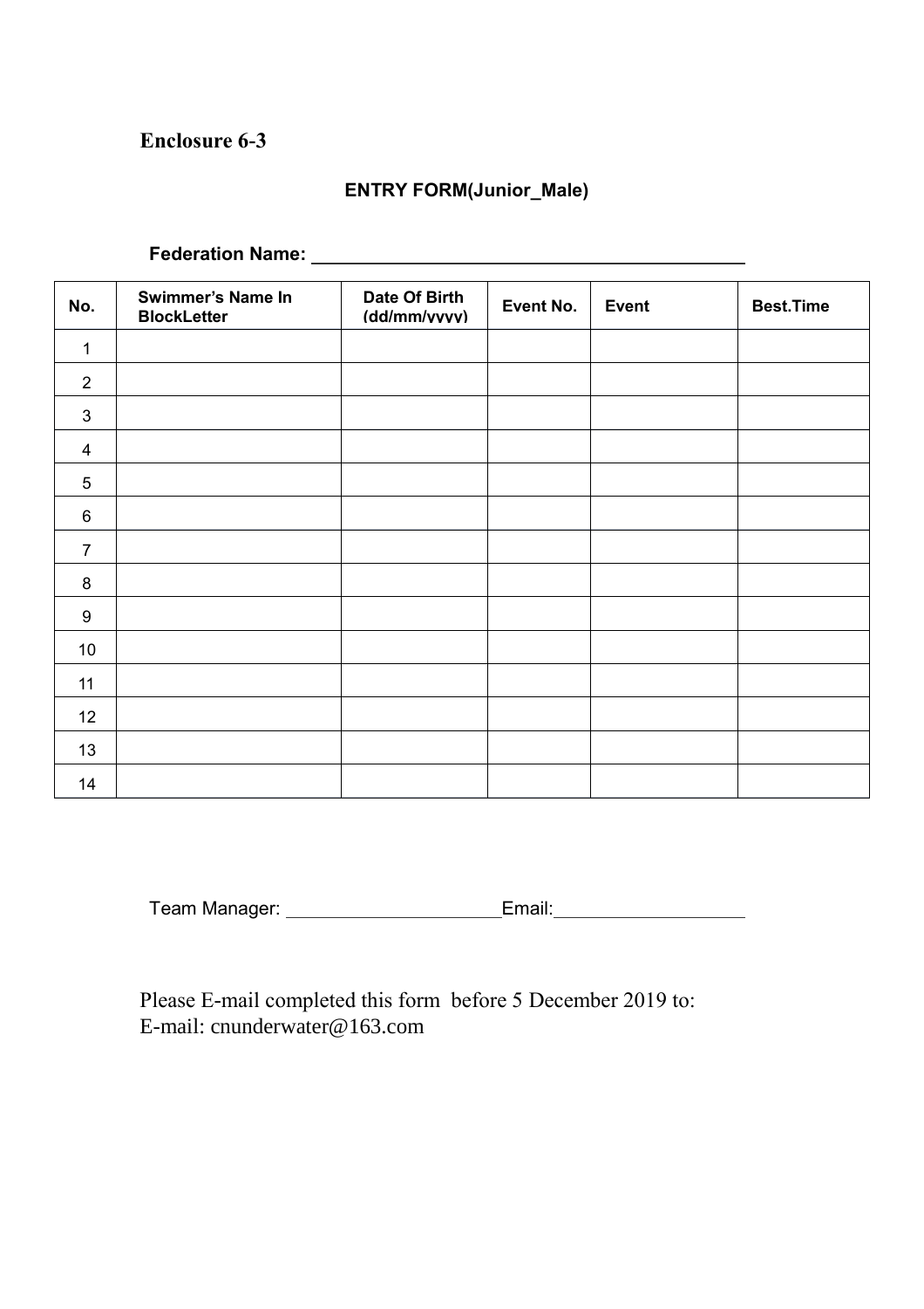**Enclosure 6-3**

**ENTRY FORM(Junior_Male)**

**Federation Name:** ____________________________________________

| No. | Swimmer's Name In BlockLetter | Date Of Birth (dd/mm/yyyy) | Event No. | Event | Best.Time |
|---|---|---|---|---|---|
| 1 | | | | | |
| 2 | | | | | |
| 3 | | | | | |
| 4 | | | | | |
| 5 | | | | | |
| 6 | | | | | |
| 7 | | | | | |
| 8 | | | | | |
| 9 | | | | | |
| 10 | | | | | |
| 11 | | | | | |
| 12 | | | | | |
| 13 | | | | | |
| 14 | | | | | |

Team Manager: ______________________Email:__________________

Please E-mail completed this form before 5 December 2019 to:
E-mail: cnunderwater@163.com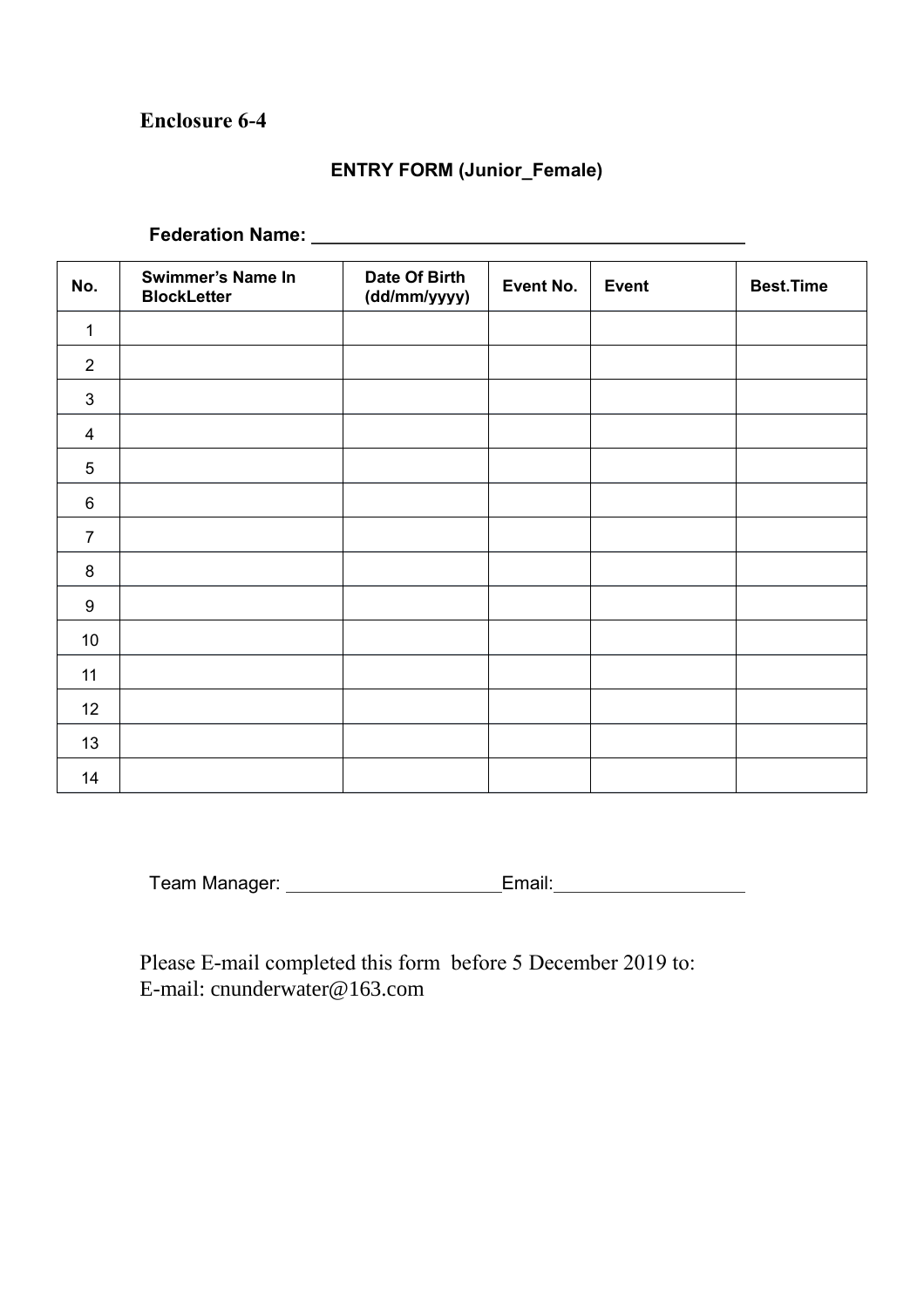**Enclosure 6-4**

**ENTRY FORM (Junior_Female)**

**Federation Name: ___________________________________________**

| No. | Swimmer's Name In BlockLetter | Date Of Birth (dd/mm/yyyy) | Event No. | Event | Best.Time |
|---|---|---|---|---|---|
| 1 | | | | | |
| 2 | | | | | |
| 3 | | | | | |
| 4 | | | | | |
| 5 | | | | | |
| 6 | | | | | |
| 7 | | | | | |
| 8 | | | | | |
| 9 | | | | | |
| 10 | | | | | |
| 11 | | | | | |
| 12 | | | | | |
| 13 | | | | | |
| 14 | | | | | |

Team Manager: ______________________ Email: ___________________

Please E-mail completed this form before 5 December 2019 to:
E-mail: cnunderwater@163.com